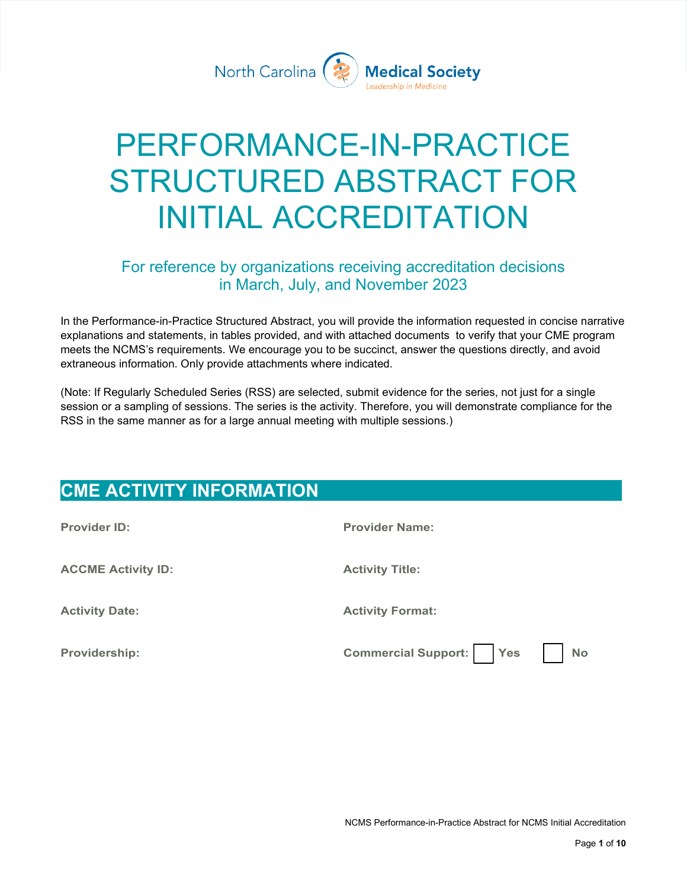North Carolina Medical Society
Leadership in Medicine

# PERFORMANCE-IN-PRACTICE STRUCTURED ABSTRACT FOR INITIAL ACCREDITATION

### For reference by organizations receiving accreditation decisions in March, July, and November 2023

In the Performance-in-Practice Structured Abstract, you will provide the information requested in concise narrative explanations and statements, in tables provided, and with attached documents to verify that your CME program meets the NCMS's requirements. We encourage you to be succinct, answer the questions directly, and avoid extraneous information. Only provide attachments where indicated.

(Note: If Regularly Scheduled Series (RSS) are selected, submit evidence for the series, not just for a single session or a sampling of sessions. The series is the activity. Therefore, you will demonstrate compliance for the RSS in the same manner as for a large annual meeting with multiple sessions.)

## CME ACTIVITY INFORMATION

**Provider ID:**

**Provider Name:**

**ACCME Activity ID:**

**Activity Title:**

**Activity Date:**

**Activity Format:**

**Providership:**

**Commercial Support:** ☐ Yes ☐ No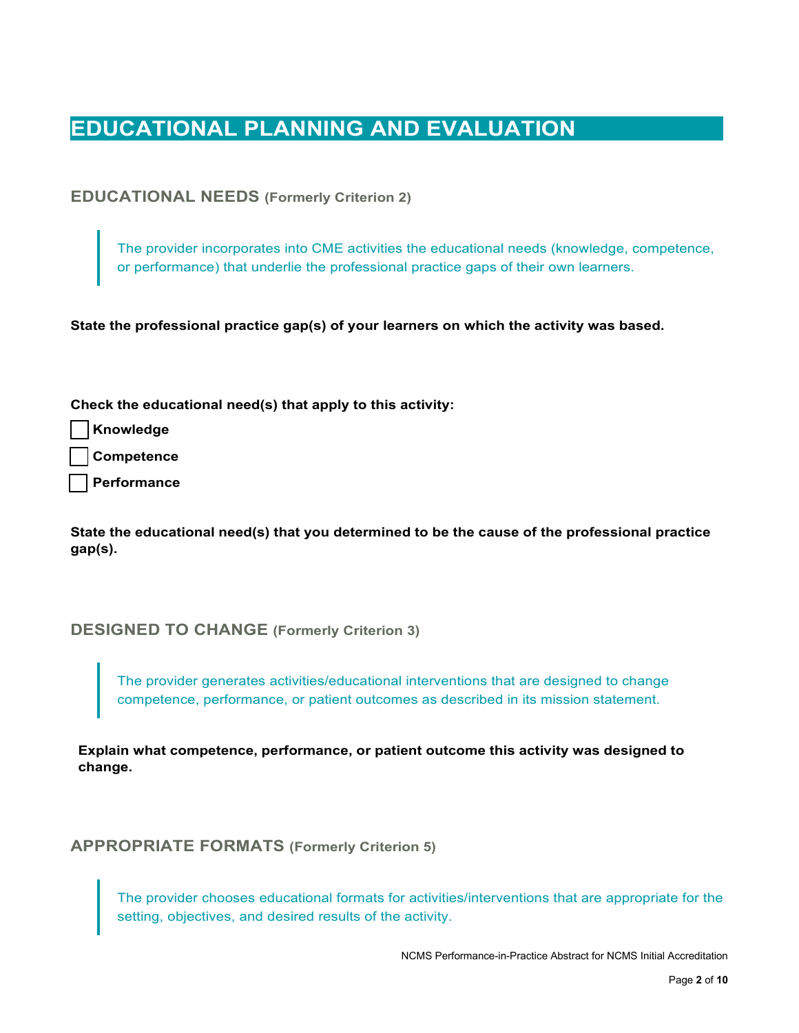# EDUCATIONAL PLANNING AND EVALUATION

## EDUCATIONAL NEEDS (Formerly Criterion 2)

> The provider incorporates into CME activities the educational needs (knowledge, competence, or performance) that underlie the professional practice gaps of their own learners.

**State the professional practice gap(s) of your learners on which the activity was based.**

**Check the educational need(s) that apply to this activity:**

- [ ] **Knowledge**
- [ ] **Competence**
- [ ] **Performance**

**State the educational need(s) that you determined to be the cause of the professional practice gap(s).**

## DESIGNED TO CHANGE (Formerly Criterion 3)

> The provider generates activities/educational interventions that are designed to change competence, performance, or patient outcomes as described in its mission statement.

**Explain what competence, performance, or patient outcome this activity was designed to change.**

## APPROPRIATE FORMATS (Formerly Criterion 5)

> The provider chooses educational formats for activities/interventions that are appropriate for the setting, objectives, and desired results of the activity.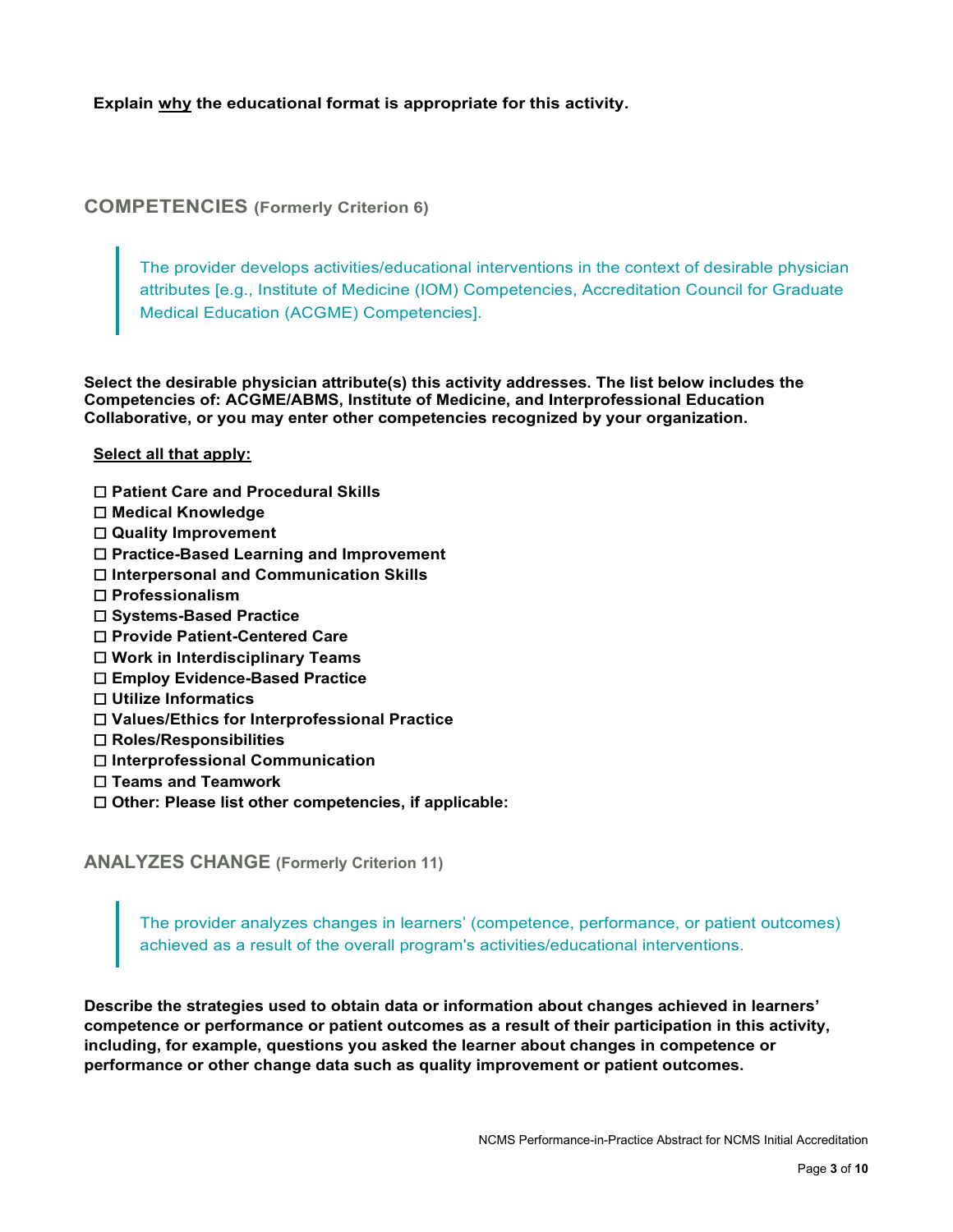**Explain <u>why</u> the educational format is appropriate for this activity.**

## COMPETENCIES (Formerly Criterion 6)

> The provider develops activities/educational interventions in the context of desirable physician attributes [e.g., Institute of Medicine (IOM) Competencies, Accreditation Council for Graduate Medical Education (ACGME) Competencies].

**Select the desirable physician attribute(s) this activity addresses. The list below includes the Competencies of: ACGME/ABMS, Institute of Medicine, and Interprofessional Education Collaborative, or you may enter other competencies recognized by your organization.**

**<u>Select all that apply:</u>**

- ☐ **Patient Care and Procedural Skills**
- ☐ **Medical Knowledge**
- ☐ **Quality Improvement**
- ☐ **Practice-Based Learning and Improvement**
- ☐ **Interpersonal and Communication Skills**
- ☐ **Professionalism**
- ☐ **Systems-Based Practice**
- ☐ **Provide Patient-Centered Care**
- ☐ **Work in Interdisciplinary Teams**
- ☐ **Employ Evidence-Based Practice**
- ☐ **Utilize Informatics**
- ☐ **Values/Ethics for Interprofessional Practice**
- ☐ **Roles/Responsibilities**
- ☐ **Interprofessional Communication**
- ☐ **Teams and Teamwork**
- ☐ **Other: Please list other competencies, if applicable:**

## ANALYZES CHANGE (Formerly Criterion 11)

> The provider analyzes changes in learners' (competence, performance, or patient outcomes) achieved as a result of the overall program's activities/educational interventions.

**Describe the strategies used to obtain data or information about changes achieved in learners' competence or performance or patient outcomes as a result of their participation in this activity, including, for example, questions you asked the learner about changes in competence or performance or other change data such as quality improvement or patient outcomes.**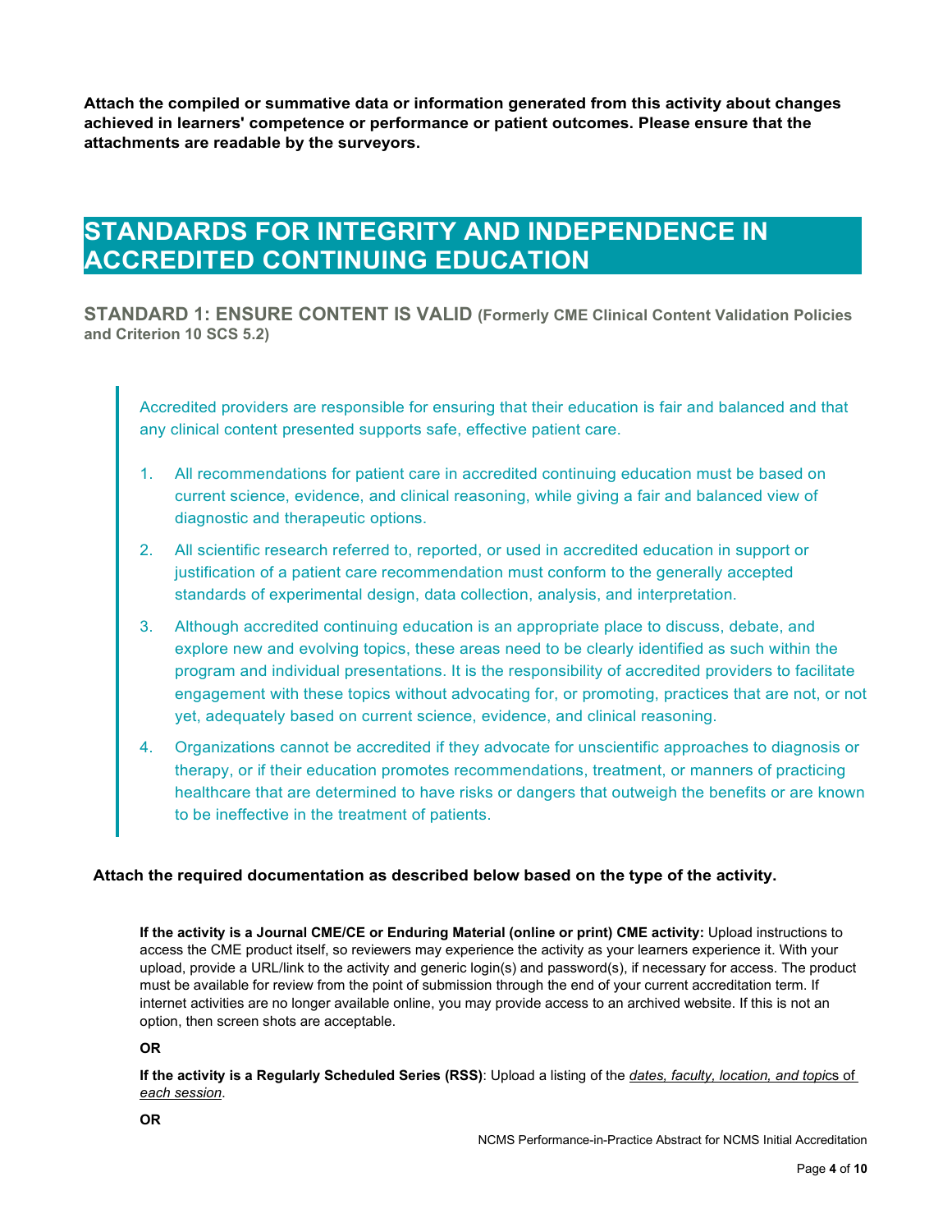**Attach the compiled or summative data or information generated from this activity about changes achieved in learners' competence or performance or patient outcomes. Please ensure that the attachments are readable by the surveyors.**

# STANDARDS FOR INTEGRITY AND INDEPENDENCE IN ACCREDITED CONTINUING EDUCATION

## STANDARD 1: ENSURE CONTENT IS VALID (Formerly CME Clinical Content Validation Policies and Criterion 10 SCS 5.2)

> Accredited providers are responsible for ensuring that their education is fair and balanced and that any clinical content presented supports safe, effective patient care.
>
> 1. All recommendations for patient care in accredited continuing education must be based on current science, evidence, and clinical reasoning, while giving a fair and balanced view of diagnostic and therapeutic options.
> 2. All scientific research referred to, reported, or used in accredited education in support or justification of a patient care recommendation must conform to the generally accepted standards of experimental design, data collection, analysis, and interpretation.
> 3. Although accredited continuing education is an appropriate place to discuss, debate, and explore new and evolving topics, these areas need to be clearly identified as such within the program and individual presentations. It is the responsibility of accredited providers to facilitate engagement with these topics without advocating for, or promoting, practices that are not, or not yet, adequately based on current science, evidence, and clinical reasoning.
> 4. Organizations cannot be accredited if they advocate for unscientific approaches to diagnosis or therapy, or if their education promotes recommendations, treatment, or manners of practicing healthcare that are determined to have risks or dangers that outweigh the benefits or are known to be ineffective in the treatment of patients.

**Attach the required documentation as described below based on the type of the activity.**

**If the activity is a Journal CME/CE or Enduring Material (online or print) CME activity:** Upload instructions to access the CME product itself, so reviewers may experience the activity as your learners experience it. With your upload, provide a URL/link to the activity and generic login(s) and password(s), if necessary for access. The product must be available for review from the point of submission through the end of your current accreditation term. If internet activities are no longer available online, you may provide access to an archived website. If this is not an option, then screen shots are acceptable.

**OR**

**If the activity is a Regularly Scheduled Series (RSS)**: Upload a listing of the *dates, faculty, location, and topics of each session*.

**OR**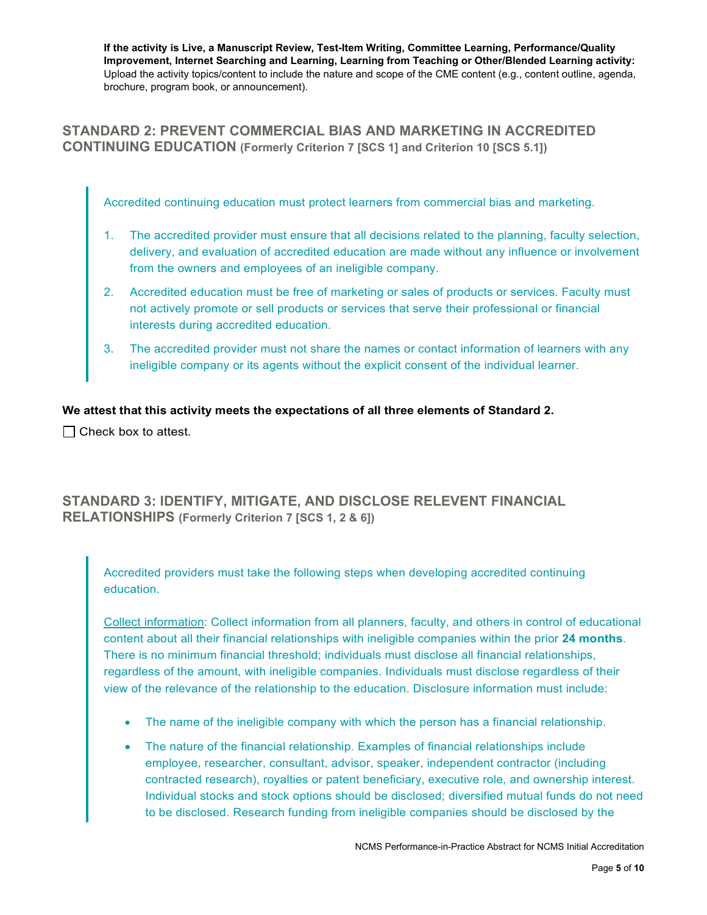**If the activity is Live, a Manuscript Review, Test-Item Writing, Committee Learning, Performance/Quality Improvement, Internet Searching and Learning, Learning from Teaching or Other/Blended Learning activity:** Upload the activity topics/content to include the nature and scope of the CME content (e.g., content outline, agenda, brochure, program book, or announcement).

## STANDARD 2: PREVENT COMMERCIAL BIAS AND MARKETING IN ACCREDITED CONTINUING EDUCATION (Formerly Criterion 7 [SCS 1] and Criterion 10 [SCS 5.1])

> Accredited continuing education must protect learners from commercial bias and marketing.
>
> 1. The accredited provider must ensure that all decisions related to the planning, faculty selection, delivery, and evaluation of accredited education are made without any influence or involvement from the owners and employees of an ineligible company.
> 2. Accredited education must be free of marketing or sales of products or services. Faculty must not actively promote or sell products or services that serve their professional or financial interests during accredited education.
> 3. The accredited provider must not share the names or contact information of learners with any ineligible company or its agents without the explicit consent of the individual learner.

**We attest that this activity meets the expectations of all three elements of Standard 2.**

☐ Check box to attest.

## STANDARD 3: IDENTIFY, MITIGATE, AND DISCLOSE RELEVENT FINANCIAL RELATIONSHIPS (Formerly Criterion 7 [SCS 1, 2 & 6])

> Accredited providers must take the following steps when developing accredited continuing education.
>
> Collect information: Collect information from all planners, faculty, and others in control of educational content about all their financial relationships with ineligible companies within the prior **24 months**. There is no minimum financial threshold; individuals must disclose all financial relationships, regardless of the amount, with ineligible companies. Individuals must disclose regardless of their view of the relevance of the relationship to the education. Disclosure information must include:
>
> - The name of the ineligible company with which the person has a financial relationship.
> - The nature of the financial relationship. Examples of financial relationships include employee, researcher, consultant, advisor, speaker, independent contractor (including contracted research), royalties or patent beneficiary, executive role, and ownership interest. Individual stocks and stock options should be disclosed; diversified mutual funds do not need to be disclosed. Research funding from ineligible companies should be disclosed by the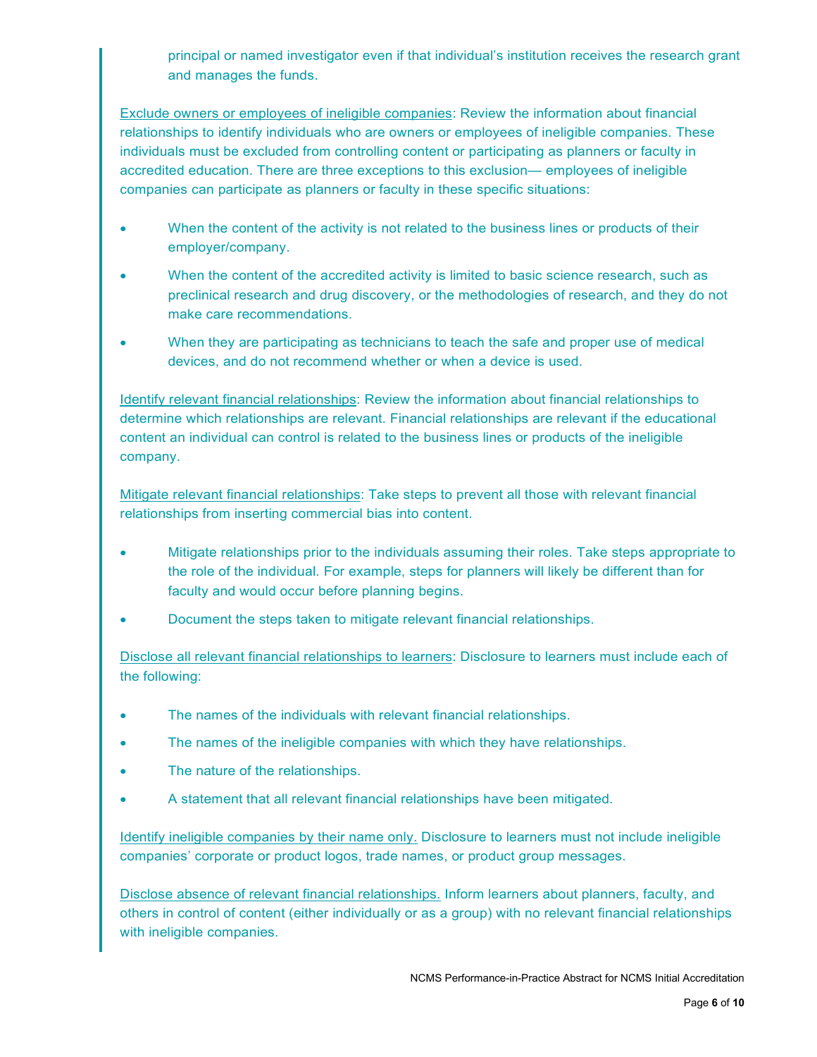principal or named investigator even if that individual's institution receives the research grant and manages the funds.

Exclude owners or employees of ineligible companies: Review the information about financial relationships to identify individuals who are owners or employees of ineligible companies. These individuals must be excluded from controlling content or participating as planners or faculty in accredited education. There are three exceptions to this exclusion— employees of ineligible companies can participate as planners or faculty in these specific situations:

- When the content of the activity is not related to the business lines or products of their employer/company.
- When the content of the accredited activity is limited to basic science research, such as preclinical research and drug discovery, or the methodologies of research, and they do not make care recommendations.
- When they are participating as technicians to teach the safe and proper use of medical devices, and do not recommend whether or when a device is used.

Identify relevant financial relationships: Review the information about financial relationships to determine which relationships are relevant. Financial relationships are relevant if the educational content an individual can control is related to the business lines or products of the ineligible company.

Mitigate relevant financial relationships: Take steps to prevent all those with relevant financial relationships from inserting commercial bias into content.

- Mitigate relationships prior to the individuals assuming their roles. Take steps appropriate to the role of the individual. For example, steps for planners will likely be different than for faculty and would occur before planning begins.
- Document the steps taken to mitigate relevant financial relationships.

Disclose all relevant financial relationships to learners: Disclosure to learners must include each of the following:

- The names of the individuals with relevant financial relationships.
- The names of the ineligible companies with which they have relationships.
- The nature of the relationships.
- A statement that all relevant financial relationships have been mitigated.

Identify ineligible companies by their name only. Disclosure to learners must not include ineligible companies' corporate or product logos, trade names, or product group messages.

Disclose absence of relevant financial relationships. Inform learners about planners, faculty, and others in control of content (either individually or as a group) with no relevant financial relationships with ineligible companies.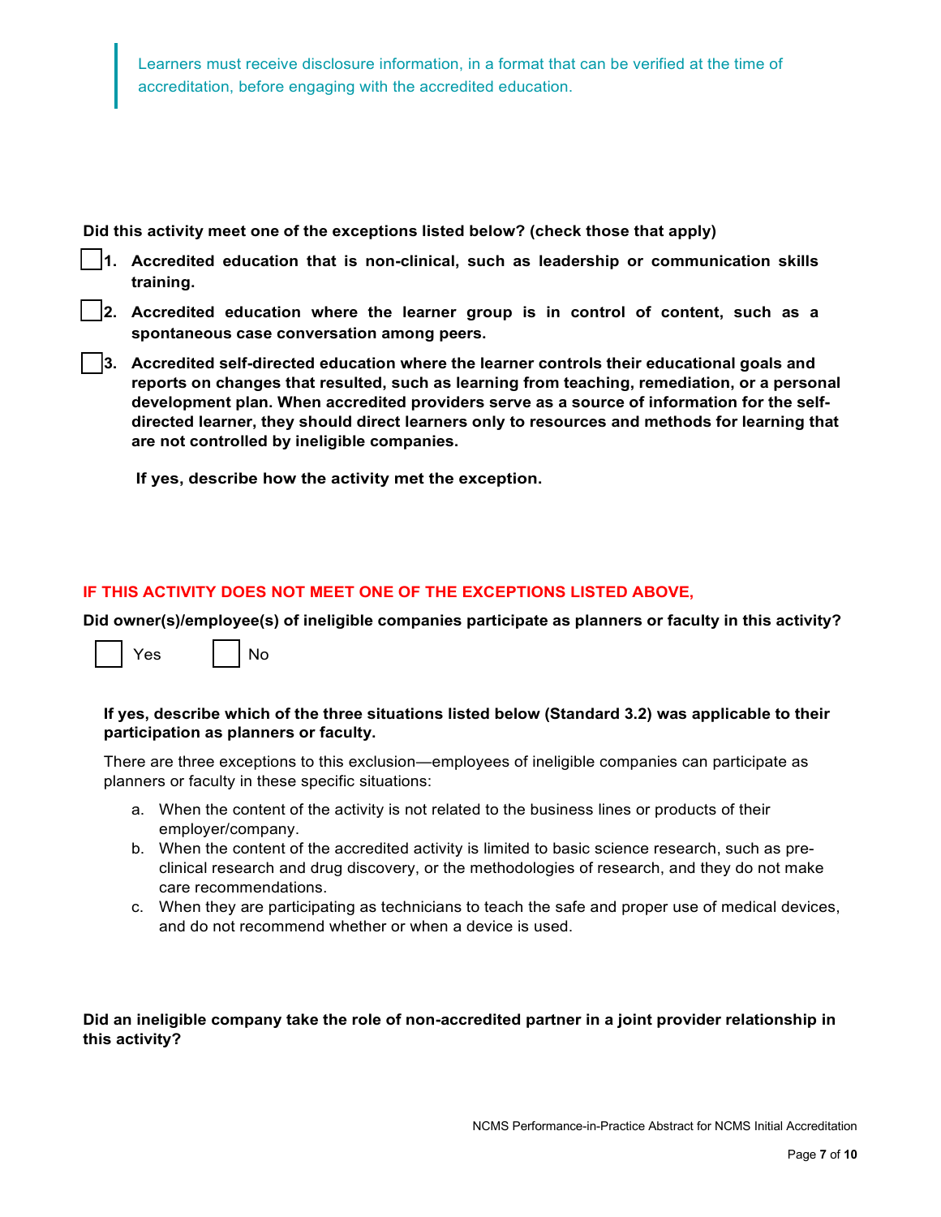> Learners must receive disclosure information, in a format that can be verified at the time of accreditation, before engaging with the accredited education.

**Did this activity meet one of the exceptions listed below? (check those that apply)**

☐ **1. Accredited education that is non-clinical, such as leadership or communication skills training.**

☐ **2. Accredited education where the learner group is in control of content, such as a spontaneous case conversation among peers.**

☐ **3. Accredited self-directed education where the learner controls their educational goals and reports on changes that resulted, such as learning from teaching, remediation, or a personal development plan. When accredited providers serve as a source of information for the self-directed learner, they should direct learners only to resources and methods for learning that are not controlled by ineligible companies.**

**If yes, describe how the activity met the exception.**

**IF THIS ACTIVITY DOES NOT MEET ONE OF THE EXCEPTIONS LISTED ABOVE,**

**Did owner(s)/employee(s) of ineligible companies participate as planners or faculty in this activity?**

☐ Yes ☐ No

**If yes, describe which of the three situations listed below (Standard 3.2) was applicable to their participation as planners or faculty.**

There are three exceptions to this exclusion—employees of ineligible companies can participate as planners or faculty in these specific situations:

a. When the content of the activity is not related to the business lines or products of their employer/company.
b. When the content of the accredited activity is limited to basic science research, such as pre-clinical research and drug discovery, or the methodologies of research, and they do not make care recommendations.
c. When they are participating as technicians to teach the safe and proper use of medical devices, and do not recommend whether or when a device is used.

**Did an ineligible company take the role of non-accredited partner in a joint provider relationship in this activity?**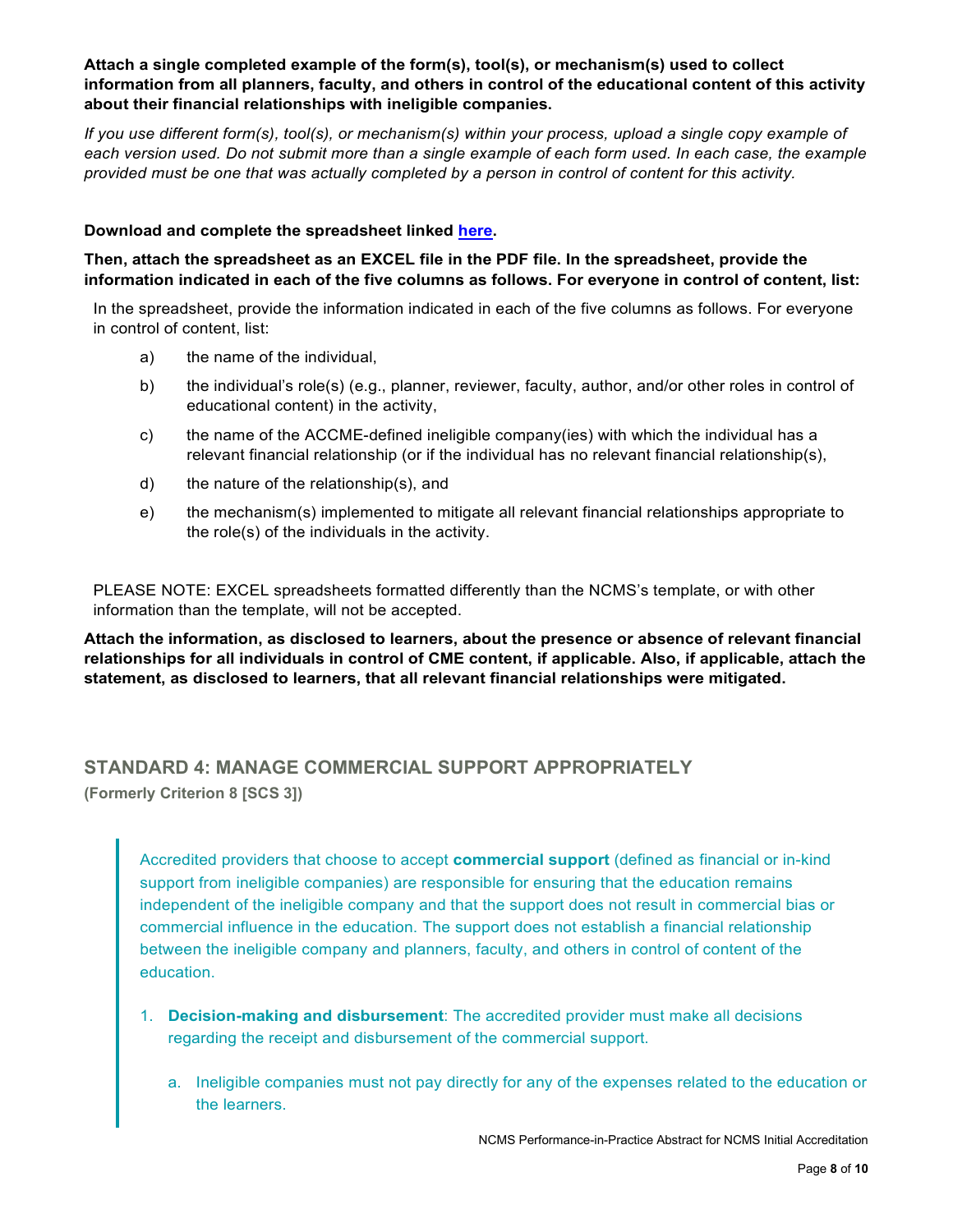**Attach a single completed example of the form(s), tool(s), or mechanism(s) used to collect information from all planners, faculty, and others in control of the educational content of this activity about their financial relationships with ineligible companies.**

*If you use different form(s), tool(s), or mechanism(s) within your process, upload a single copy example of each version used. Do not submit more than a single example of each form used. In each case, the example provided must be one that was actually completed by a person in control of content for this activity.*

**Download and complete the spreadsheet linked here.**

**Then, attach the spreadsheet as an EXCEL file in the PDF file. In the spreadsheet, provide the information indicated in each of the five columns as follows. For everyone in control of content, list:**

In the spreadsheet, provide the information indicated in each of the five columns as follows. For everyone in control of content, list:

a) the name of the individual,

b) the individual's role(s) (e.g., planner, reviewer, faculty, author, and/or other roles in control of educational content) in the activity,

c) the name of the ACCME-defined ineligible company(ies) with which the individual has a relevant financial relationship (or if the individual has no relevant financial relationship(s),

d) the nature of the relationship(s), and

e) the mechanism(s) implemented to mitigate all relevant financial relationships appropriate to the role(s) of the individuals in the activity.

PLEASE NOTE: EXCEL spreadsheets formatted differently than the NCMS's template, or with other information than the template, will not be accepted.

**Attach the information, as disclosed to learners, about the presence or absence of relevant financial relationships for all individuals in control of CME content, if applicable. Also, if applicable, attach the statement, as disclosed to learners, that all relevant financial relationships were mitigated.**

## STANDARD 4: MANAGE COMMERCIAL SUPPORT APPROPRIATELY

**(Formerly Criterion 8 [SCS 3])**

> Accredited providers that choose to accept **commercial support** (defined as financial or in-kind support from ineligible companies) are responsible for ensuring that the education remains independent of the ineligible company and that the support does not result in commercial bias or commercial influence in the education. The support does not establish a financial relationship between the ineligible company and planners, faculty, and others in control of content of the education.
>
> 1. **Decision-making and disbursement**: The accredited provider must make all decisions regarding the receipt and disbursement of the commercial support.
>
>     a. Ineligible companies must not pay directly for any of the expenses related to the education or the learners.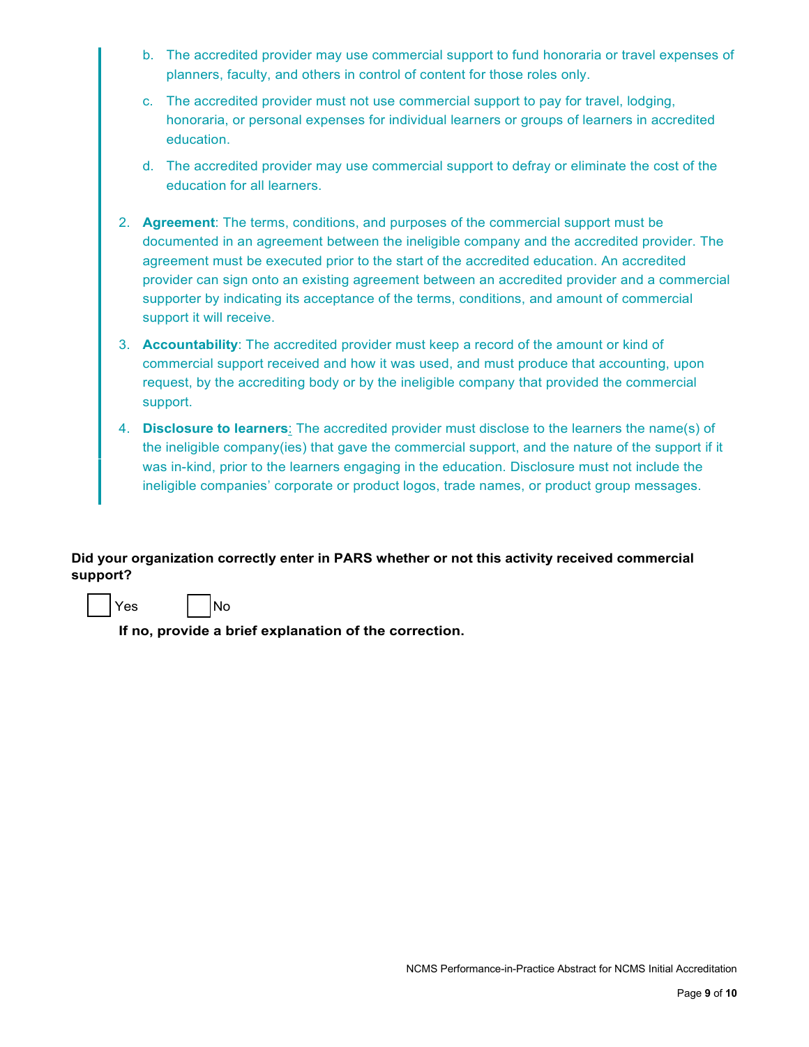b. The accredited provider may use commercial support to fund honoraria or travel expenses of planners, faculty, and others in control of content for those roles only.

c. The accredited provider must not use commercial support to pay for travel, lodging, honoraria, or personal expenses for individual learners or groups of learners in accredited education.

d. The accredited provider may use commercial support to defray or eliminate the cost of the education for all learners.

2. **Agreement**: The terms, conditions, and purposes of the commercial support must be documented in an agreement between the ineligible company and the accredited provider. The agreement must be executed prior to the start of the accredited education. An accredited provider can sign onto an existing agreement between an accredited provider and a commercial supporter by indicating its acceptance of the terms, conditions, and amount of commercial support it will receive.
3. **Accountability**: The accredited provider must keep a record of the amount or kind of commercial support received and how it was used, and must produce that accounting, upon request, by the accrediting body or by the ineligible company that provided the commercial support.
4. **Disclosure to learners**: The accredited provider must disclose to the learners the name(s) of the ineligible company(ies) that gave the commercial support, and the nature of the support if it was in-kind, prior to the learners engaging in the education. Disclosure must not include the ineligible companies' corporate or product logos, trade names, or product group messages.

**Did your organization correctly enter in PARS whether or not this activity received commercial support?**

☐ Yes ☐ No

**If no, provide a brief explanation of the correction.**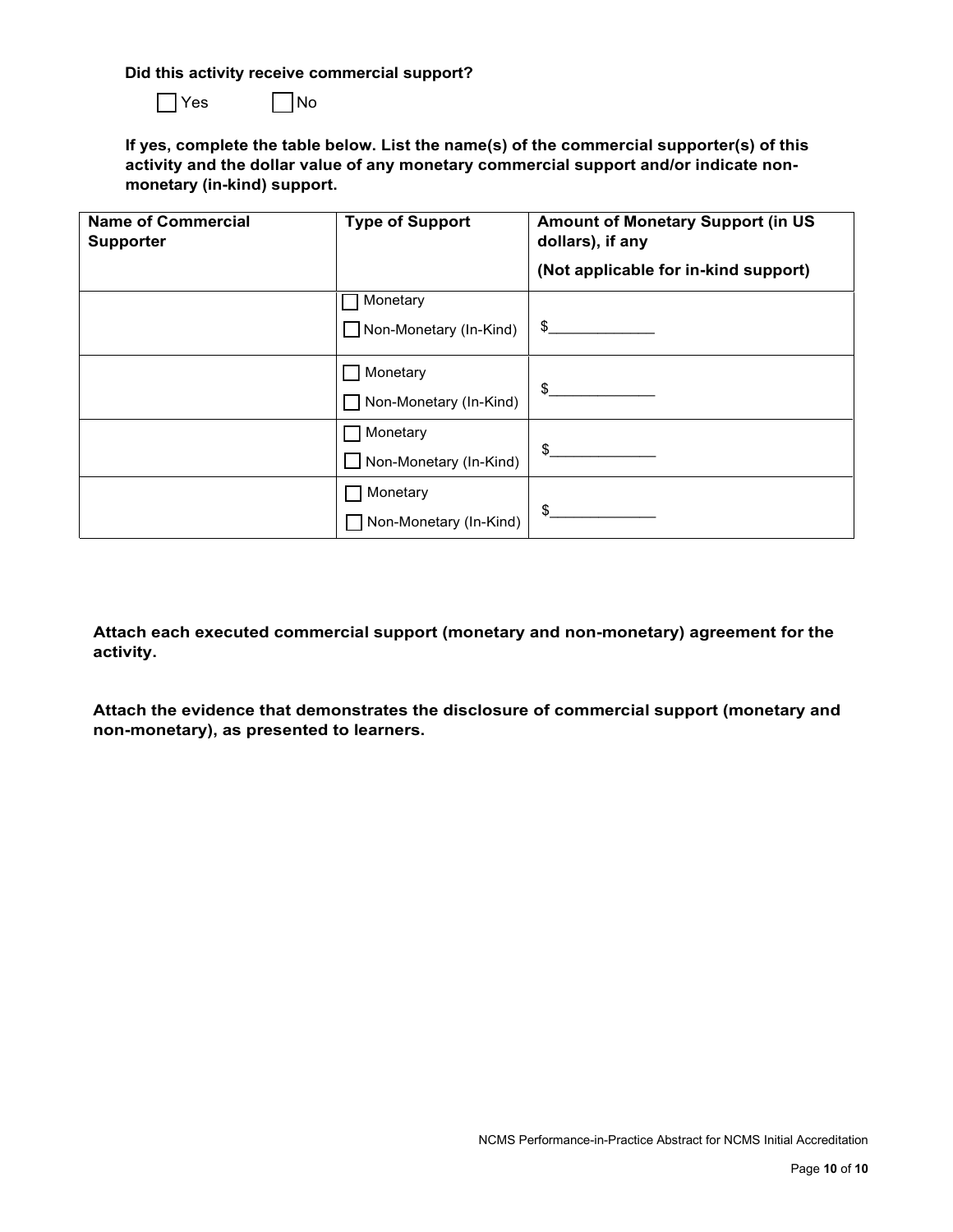**Did this activity receive commercial support?**

☐ Yes ☐ No

**If yes, complete the table below. List the name(s) of the commercial supporter(s) of this activity and the dollar value of any monetary commercial support and/or indicate non-monetary (in-kind) support.**

| Name of Commercial Supporter | Type of Support | Amount of Monetary Support (in US dollars), if any (Not applicable for in-kind support) |
|---|---|---|
| | ☐ Monetary ☐ Non-Monetary (In-Kind) | $_____________ |
| | ☐ Monetary ☐ Non-Monetary (In-Kind) | $_____________ |
| | ☐ Monetary ☐ Non-Monetary (In-Kind) | $_____________ |
| | ☐ Monetary ☐ Non-Monetary (In-Kind) | $_____________ |

**Attach each executed commercial support (monetary and non-monetary) agreement for the activity.**

**Attach the evidence that demonstrates the disclosure of commercial support (monetary and non-monetary), as presented to learners.**